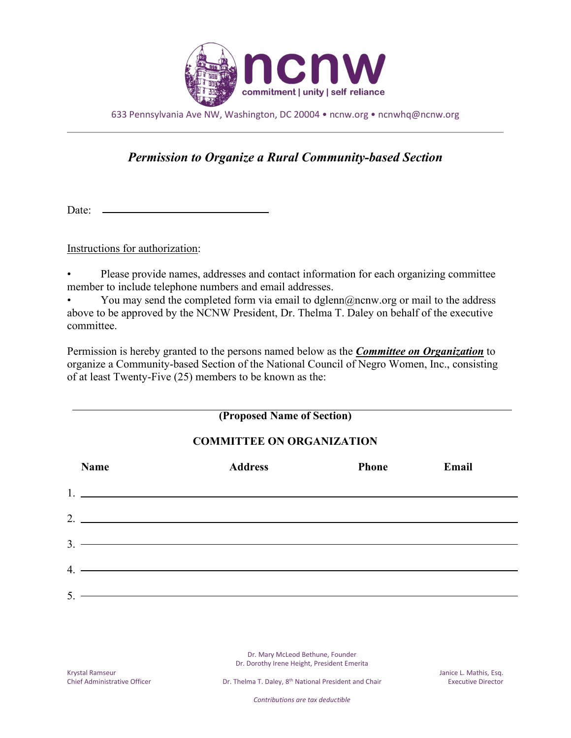# ncnw

commitment | unity | self reliance

633 Pennsylvania Ave NW, Washington, DC 20004 • ncnw.org • ncnwhq@ncnw.org

---

## *Permission to Organize a Rural Community-based Section*

Date: ______________________________

Instructions for authorization:

- Please provide names, addresses and contact information for each organizing committee member to include telephone numbers and email addresses.
- You may send the completed form via email to dglenn@ncnw.org or mail to the address above to be approved by the NCNW President, Dr. Thelma T. Daley on behalf of the executive committee.

Permission is hereby granted to the persons named below as the ***Committee on Organization*** to organize a Community-based Section of the National Council of Negro Women, Inc., consisting of at least Twenty-Five (25) members to be known as the:

______________________________________________________________

**(Proposed Name of Section)**

**COMMITTEE ON ORGANIZATION**

| | Name | Address | Phone | Email |
|---|---|---|---|---|
| 1. | | | | |
| 2. | | | | |
| 3. | | | | |
| 4. | | | | |
| 5. | | | | |

Dr. Mary McLeod Bethune, Founder
Dr. Dorothy Irene Height, President Emerita

Krystal Ramseur
Chief Administrative Officer

Dr. Thelma T. Daley, 8th National President and Chair

Janice L. Mathis, Esq.
Executive Director

*Contributions are tax deductible*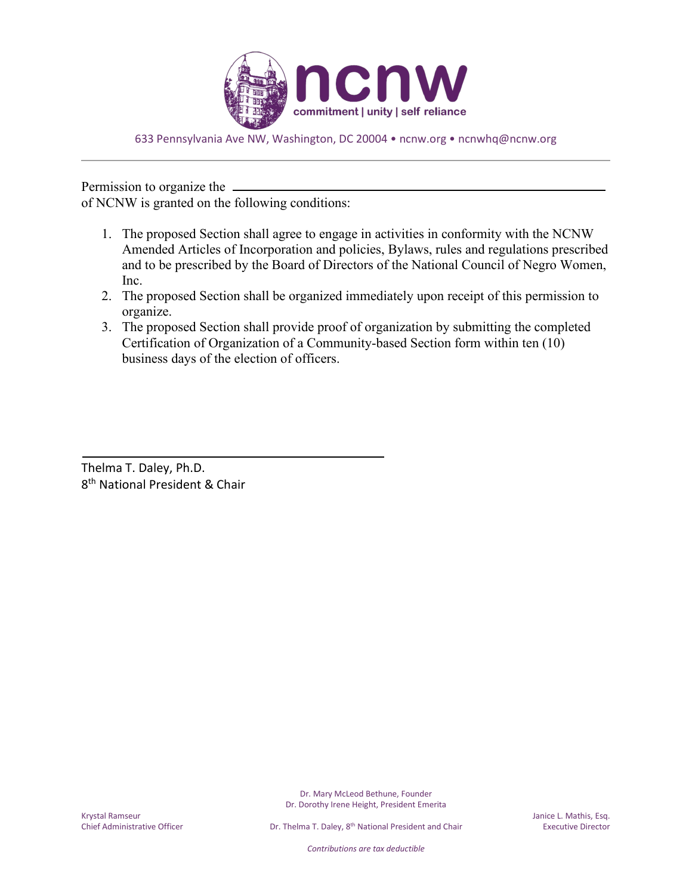633 Pennsylvania Ave NW, Washington, DC 20004 • ncnw.org • ncnwhq@ncnw.org

---

Permission to organize the \_\_\_\_\_\_\_\_\_\_\_\_\_\_\_\_\_\_\_\_\_\_\_\_\_\_\_\_\_\_\_\_\_\_\_\_\_\_\_\_\_\_\_\_\_\_\_\_\_\_\_\_\_\_\_\_\_\_
of NCNW is granted on the following conditions:

1. The proposed Section shall agree to engage in activities in conformity with the NCNW Amended Articles of Incorporation and policies, Bylaws, rules and regulations prescribed and to be prescribed by the Board of Directors of the National Council of Negro Women, Inc.
2. The proposed Section shall be organized immediately upon receipt of this permission to organize.
3. The proposed Section shall provide proof of organization by submitting the completed Certification of Organization of a Community-based Section form within ten (10) business days of the election of officers.

\_\_\_\_\_\_\_\_\_\_\_\_\_\_\_\_\_\_\_\_\_\_\_\_\_\_\_\_\_\_\_\_\_\_\_\_\_\_\_\_\_\_\_\_
Thelma T. Daley, Ph.D.
8th National President & Chair

Dr. Mary McLeod Bethune, Founder
Dr. Dorothy Irene Height, President Emerita

Krystal Ramseur
Chief Administrative Officer

Dr. Thelma T. Daley, 8th National President and Chair

Janice L. Mathis, Esq.
Executive Director

*Contributions are tax deductible*